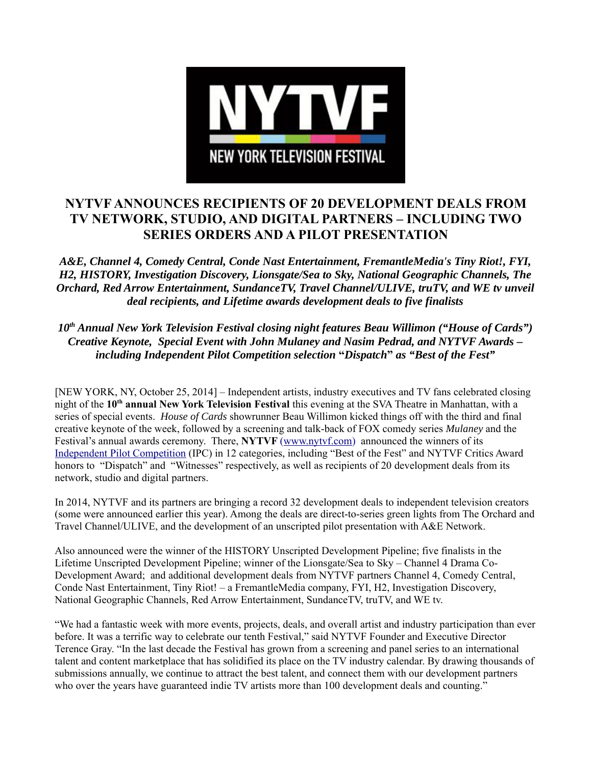# NYTVF ANNOUNCES RECIPIENTS OF 20 DEVELOPMENT DEALS FROM TV NETWORK, STUDIO, AND DIGITAL PARTNERS – INCLUDING TWO SERIES ORDERS AND A PILOT PRESENTATION

***A&E, Channel 4, Comedy Central, Conde Nast Entertainment, FremantleMedia's Tiny Riot!, FYI, H2, HISTORY, Investigation Discovery, Lionsgate/Sea to Sky, National Geographic Channels, The Orchard, Red Arrow Entertainment, SundanceTV, Travel Channel/ULIVE, truTV, and WE tv unveil deal recipients, and Lifetime awards development deals to five finalists***

***10th Annual New York Television Festival closing night features Beau Willimon ("House of Cards") Creative Keynote, Special Event with John Mulaney and Nasim Pedrad, and NYTVF Awards – including Independent Pilot Competition selection "Dispatch" as "Best of the Fest"***

[NEW YORK, NY, October 25, 2014] – Independent artists, industry executives and TV fans celebrated closing night of the **10th annual New York Television Festival** this evening at the SVA Theatre in Manhattan, with a series of special events. *House of Cards* showrunner Beau Willimon kicked things off with the third and final creative keynote of the week, followed by a screening and talk-back of FOX comedy series *Mulaney* and the Festival's annual awards ceremony. There, **NYTVF** (www.nytvf.com) announced the winners of its Independent Pilot Competition (IPC) in 12 categories, including "Best of the Fest" and NYTVF Critics Award honors to "Dispatch" and "Witnesses" respectively, as well as recipients of 20 development deals from its network, studio and digital partners.

In 2014, NYTVF and its partners are bringing a record 32 development deals to independent television creators (some were announced earlier this year). Among the deals are direct-to-series green lights from The Orchard and Travel Channel/ULIVE, and the development of an unscripted pilot presentation with A&E Network.

Also announced were the winner of the HISTORY Unscripted Development Pipeline; five finalists in the Lifetime Unscripted Development Pipeline; winner of the Lionsgate/Sea to Sky – Channel 4 Drama Co-Development Award; and additional development deals from NYTVF partners Channel 4, Comedy Central, Conde Nast Entertainment, Tiny Riot! – a FremantleMedia company, FYI, H2, Investigation Discovery, National Geographic Channels, Red Arrow Entertainment, SundanceTV, truTV, and WE tv.

"We had a fantastic week with more events, projects, deals, and overall artist and industry participation than ever before. It was a terrific way to celebrate our tenth Festival," said NYTVF Founder and Executive Director Terence Gray. "In the last decade the Festival has grown from a screening and panel series to an international talent and content marketplace that has solidified its place on the TV industry calendar. By drawing thousands of submissions annually, we continue to attract the best talent, and connect them with our development partners who over the years have guaranteed indie TV artists more than 100 development deals and counting."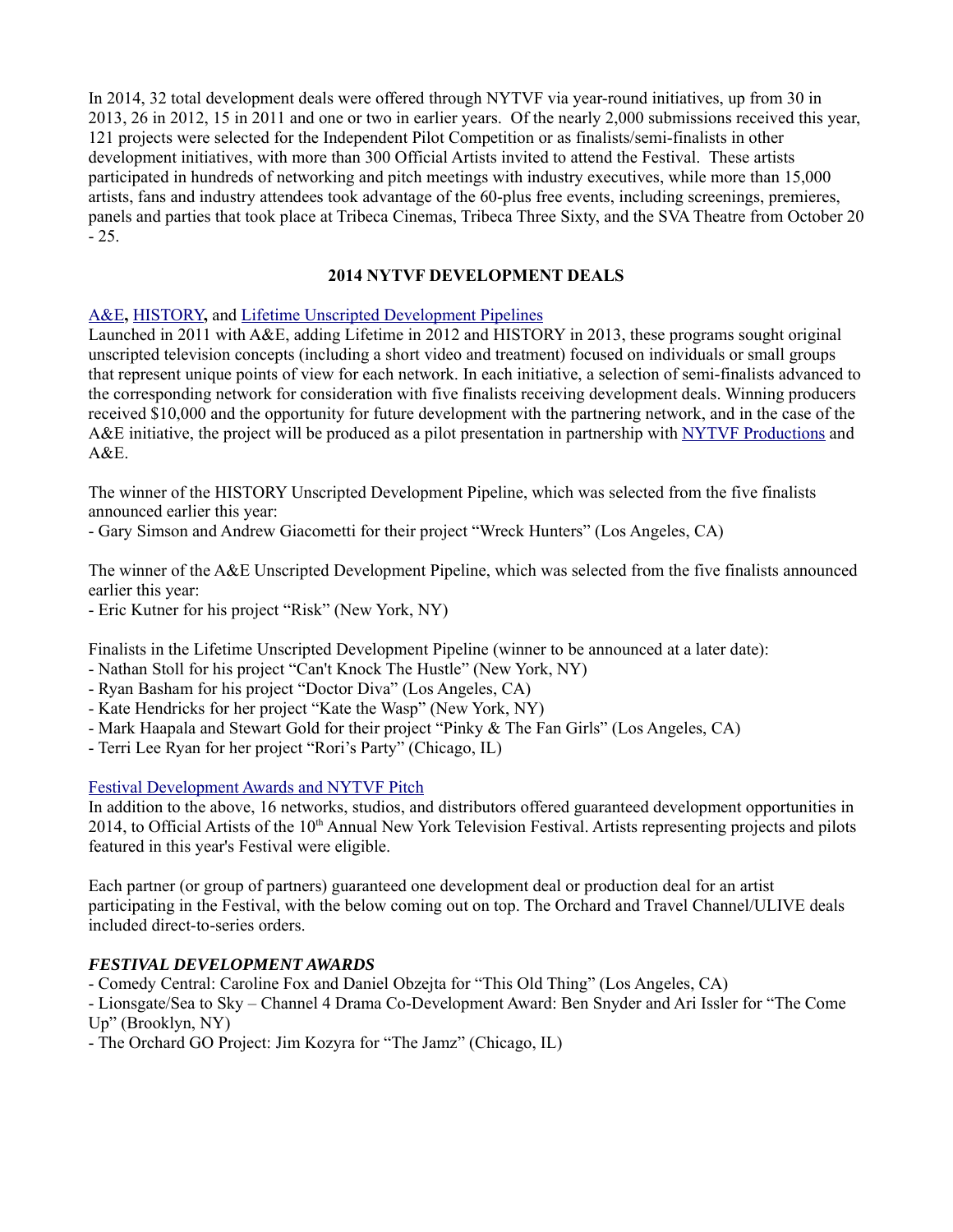In 2014, 32 total development deals were offered through NYTVF via year-round initiatives, up from 30 in 2013, 26 in 2012, 15 in 2011 and one or two in earlier years. Of the nearly 2,000 submissions received this year, 121 projects were selected for the Independent Pilot Competition or as finalists/semi-finalists in other development initiatives, with more than 300 Official Artists invited to attend the Festival. These artists participated in hundreds of networking and pitch meetings with industry executives, while more than 15,000 artists, fans and industry attendees took advantage of the 60-plus free events, including screenings, premieres, panels and parties that took place at Tribeca Cinemas, Tribeca Three Sixty, and the SVA Theatre from October 20 - 25.

## 2014 NYTVF DEVELOPMENT DEALS

**A&E, HISTORY, and Lifetime Unscripted Development Pipelines**

Launched in 2011 with A&E, adding Lifetime in 2012 and HISTORY in 2013, these programs sought original unscripted television concepts (including a short video and treatment) focused on individuals or small groups that represent unique points of view for each network. In each initiative, a selection of semi-finalists advanced to the corresponding network for consideration with five finalists receiving development deals. Winning producers received $10,000 and the opportunity for future development with the partnering network, and in the case of the A&E initiative, the project will be produced as a pilot presentation in partnership with NYTVF Productions and A&E.

The winner of the HISTORY Unscripted Development Pipeline, which was selected from the five finalists announced earlier this year:

- Gary Simson and Andrew Giacometti for their project "Wreck Hunters" (Los Angeles, CA)

The winner of the A&E Unscripted Development Pipeline, which was selected from the five finalists announced earlier this year:

- Eric Kutner for his project "Risk" (New York, NY)

Finalists in the Lifetime Unscripted Development Pipeline (winner to be announced at a later date):

- Nathan Stoll for his project "Can't Knock The Hustle" (New York, NY)
- Ryan Basham for his project "Doctor Diva" (Los Angeles, CA)
- Kate Hendricks for her project "Kate the Wasp" (New York, NY)
- Mark Haapala and Stewart Gold for their project "Pinky & The Fan Girls" (Los Angeles, CA)
- Terri Lee Ryan for her project "Rori's Party" (Chicago, IL)

**Festival Development Awards and NYTVF Pitch**

In addition to the above, 16 networks, studios, and distributors offered guaranteed development opportunities in 2014, to Official Artists of the 10th Annual New York Television Festival. Artists representing projects and pilots featured in this year's Festival were eligible.

Each partner (or group of partners) guaranteed one development deal or production deal for an artist participating in the Festival, with the below coming out on top. The Orchard and Travel Channel/ULIVE deals included direct-to-series orders.

### *FESTIVAL DEVELOPMENT AWARDS*

- Comedy Central: Caroline Fox and Daniel Obzejta for "This Old Thing" (Los Angeles, CA)
- Lionsgate/Sea to Sky – Channel 4 Drama Co-Development Award: Ben Snyder and Ari Issler for "The Come Up" (Brooklyn, NY)
- The Orchard GO Project: Jim Kozyra for "The Jamz" (Chicago, IL)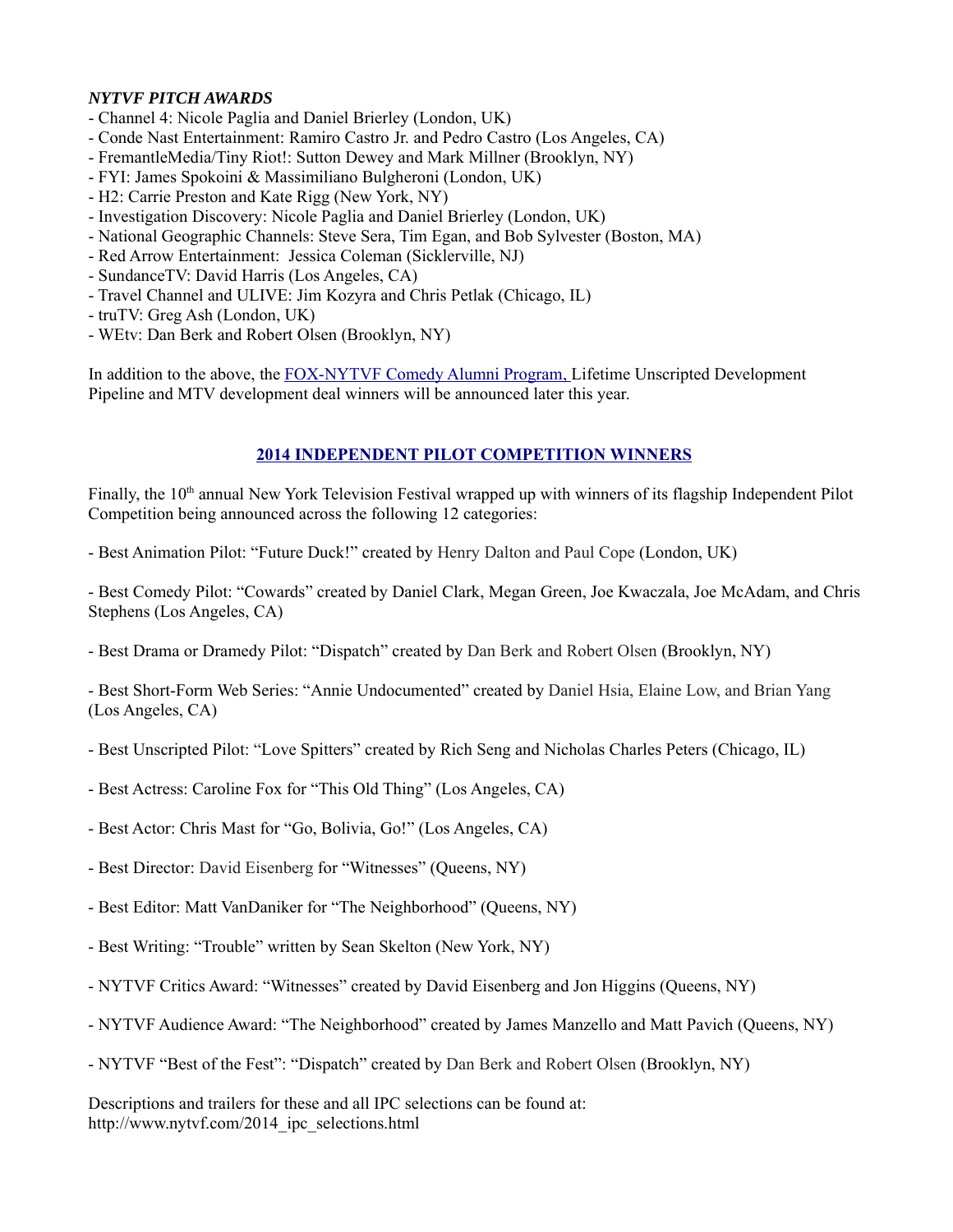***NYTVF PITCH AWARDS***

- Channel 4: Nicole Paglia and Daniel Brierley (London, UK)
- Conde Nast Entertainment: Ramiro Castro Jr. and Pedro Castro (Los Angeles, CA)
- FremantleMedia/Tiny Riot!: Sutton Dewey and Mark Millner (Brooklyn, NY)
- FYI: James Spokoini & Massimiliano Bulgheroni (London, UK)
- H2: Carrie Preston and Kate Rigg (New York, NY)
- Investigation Discovery: Nicole Paglia and Daniel Brierley (London, UK)
- National Geographic Channels: Steve Sera, Tim Egan, and Bob Sylvester (Boston, MA)
- Red Arrow Entertainment: Jessica Coleman (Sicklerville, NJ)
- SundanceTV: David Harris (Los Angeles, CA)
- Travel Channel and ULIVE: Jim Kozyra and Chris Petlak (Chicago, IL)
- truTV: Greg Ash (London, UK)
- WEtv: Dan Berk and Robert Olsen (Brooklyn, NY)

In addition to the above, the FOX-NYTVF Comedy Alumni Program, Lifetime Unscripted Development Pipeline and MTV development deal winners will be announced later this year.

## 2014 INDEPENDENT PILOT COMPETITION WINNERS

Finally, the 10th annual New York Television Festival wrapped up with winners of its flagship Independent Pilot Competition being announced across the following 12 categories:

- Best Animation Pilot: "Future Duck!" created by Henry Dalton and Paul Cope (London, UK)

- Best Comedy Pilot: "Cowards" created by Daniel Clark, Megan Green, Joe Kwaczala, Joe McAdam, and Chris Stephens (Los Angeles, CA)

- Best Drama or Dramedy Pilot: "Dispatch" created by Dan Berk and Robert Olsen (Brooklyn, NY)

- Best Short-Form Web Series: "Annie Undocumented" created by Daniel Hsia, Elaine Low, and Brian Yang (Los Angeles, CA)

- Best Unscripted Pilot: "Love Spitters" created by Rich Seng and Nicholas Charles Peters (Chicago, IL)

- Best Actress: Caroline Fox for "This Old Thing" (Los Angeles, CA)

- Best Actor: Chris Mast for "Go, Bolivia, Go!" (Los Angeles, CA)

- Best Director: David Eisenberg for "Witnesses" (Queens, NY)

- Best Editor: Matt VanDaniker for "The Neighborhood" (Queens, NY)

- Best Writing: "Trouble" written by Sean Skelton (New York, NY)

- NYTVF Critics Award: "Witnesses" created by David Eisenberg and Jon Higgins (Queens, NY)

- NYTVF Audience Award: "The Neighborhood" created by James Manzello and Matt Pavich (Queens, NY)

- NYTVF "Best of the Fest": "Dispatch" created by Dan Berk and Robert Olsen (Brooklyn, NY)

Descriptions and trailers for these and all IPC selections can be found at:
http://www.nytvf.com/2014_ipc_selections.html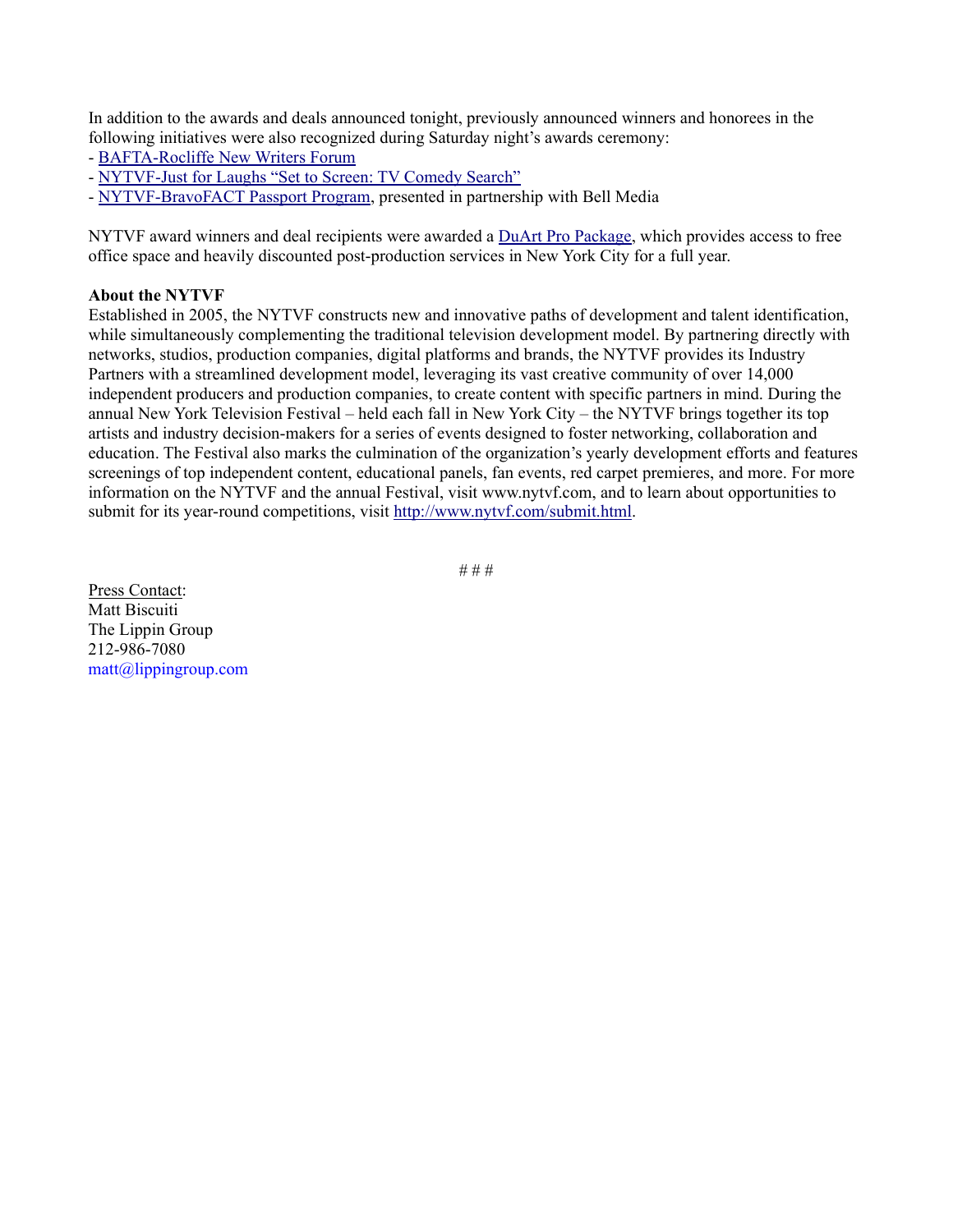In addition to the awards and deals announced tonight, previously announced winners and honorees in the following initiatives were also recognized during Saturday night's awards ceremony:

- BAFTA-Rocliffe New Writers Forum
- NYTVF-Just for Laughs "Set to Screen: TV Comedy Search"
- NYTVF-BravoFACT Passport Program, presented in partnership with Bell Media

NYTVF award winners and deal recipients were awarded a DuArt Pro Package, which provides access to free office space and heavily discounted post-production services in New York City for a full year.

**About the NYTVF**

Established in 2005, the NYTVF constructs new and innovative paths of development and talent identification, while simultaneously complementing the traditional television development model. By partnering directly with networks, studios, production companies, digital platforms and brands, the NYTVF provides its Industry Partners with a streamlined development model, leveraging its vast creative community of over 14,000 independent producers and production companies, to create content with specific partners in mind. During the annual New York Television Festival – held each fall in New York City – the NYTVF brings together its top artists and industry decision-makers for a series of events designed to foster networking, collaboration and education. The Festival also marks the culmination of the organization's yearly development efforts and features screenings of top independent content, educational panels, fan events, red carpet premieres, and more. For more information on the NYTVF and the annual Festival, visit www.nytvf.com, and to learn about opportunities to submit for its year-round competitions, visit http://www.nytvf.com/submit.html.

# # #

Press Contact:
Matt Biscuiti
The Lippin Group
212-986-7080
matt@lippingroup.com